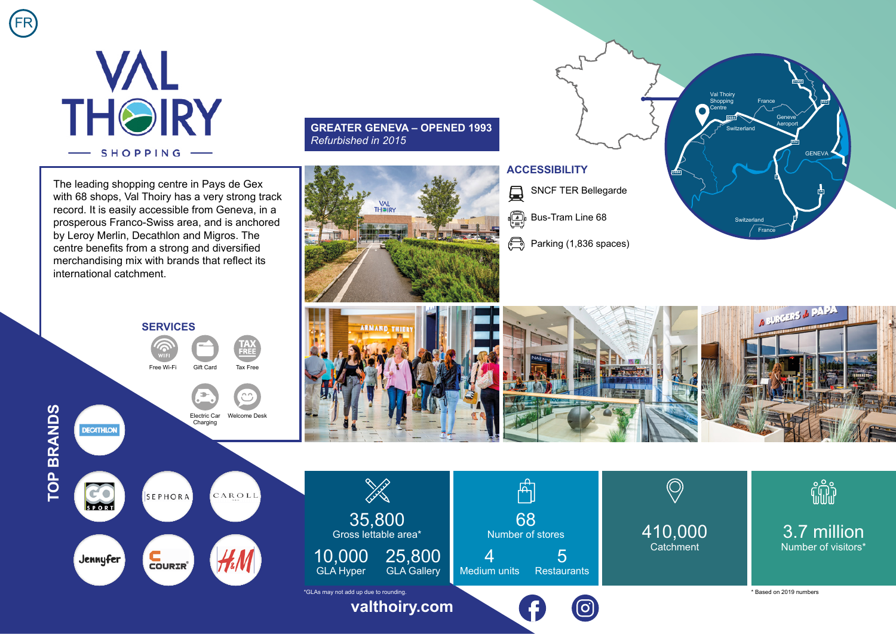FR

# VAL THOIRY SHOPPING

The leading shopping centre in Pays de Gex with 68 shops, Val Thoiry has a very strong track record. It is easily accessible from Geneva, in a prosperous Franco-Swiss area, and is anchored by Leroy Merlin, Decathlon and Migros. The centre benefits from a strong and diversified merchandising mix with brands that reflect its international catchment.

## SERVICES

- Free Wi-Fi
- Gift Card
- Tax Free
- Electric Car Charging
- Welcome Desk

## GREATER GENEVA – OPENED 1993

*Refurbished in 2015*

## ACCESSIBILITY

- SNCF TER Bellegarde
- Bus-Tram Line 68
- Parking (1,836 spaces)

Val Thoiry Shopping Centre · France · Switzerland · Geneve Aeroport · GENEVA · Switzerland · France

## TOP BRANDS

Decathlon, Go Sport, Sephora, Caroll, Jennyfer, Courir, H&M

| 35,800 Gross lettable area* | 68 Number of stores | 410,000 Catchment | 3.7 million Number of visitors* |
|---|---|---|---|
| 10,000 GLA Hyper / 25,800 GLA Gallery | 4 Medium units / 5 Restaurants | | |

*GLAs may not add up due to rounding.

* Based on 2019 numbers

valthoiry.com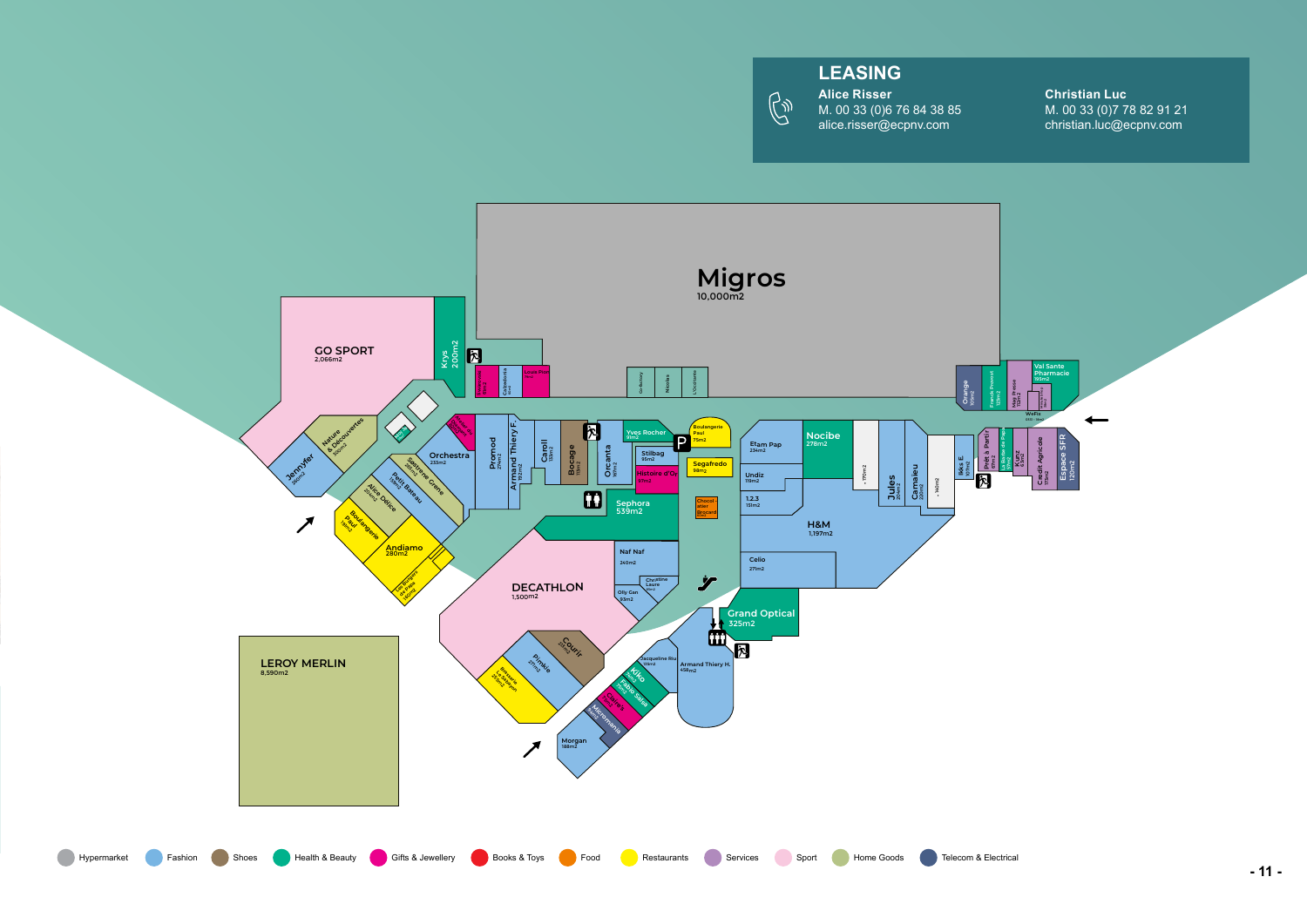## LEASING

**Alice Risser**
M. 00 33 (0)6 76 84 38 85
alice.risser@ecpnv.com

**Christian Luc**
M. 00 33 (0)7 78 82 91 21
christian.luc@ecpnv.com

Migros
10,000m2

GO SPORT
2,066m2

Krys
200m2

Jennyfer
260m2

Nature & Découvertes
500m2

Orchestra
233m2

Promod
274m2

Armand Thiery F.
192m2

Caroll
133m2

Bocage
119m2

Orcanta
161m2

Yves Rocher
91m2

Boulangerie Paul
75m2

Stilbag
81m2

Segafredo
98m2

Histoire d'Or
97m2

Sephora
539m2

Sœur Gene

Petit Bateau

Alice Délice

Boulangerie Paul

Andiamo
280m2

Les Burgers de Papa

DECATHLON
1,500m2

Naf Naf
240m2

Christine Laure

Olly Gan
55m2

Courir

Pimkie
271m2

Brasserie

Jacqueline Riu

Kiko

Fabio Salsa

Claire's

Micromania

Morgan
186m2

Armand Thiery H.
408m2

Grand Optical
325m2

Etam Pap
234m2

Nocibe
278m2

Undiz
119m2

1.2.3
151m2

H&M
1,197m2

Celio
271m2

Jules
204m2

Camaieu
220m2

Ikks E.
107m2

Prêt à Partir

Kunz

Credit Agricole

Espace SFR
120m2

Orange

Franck Provost

Val Sante Pharmacie
195m2

WeFix

LEROY MERLIN
8,590m2

Hypermarket | Fashion | Shoes | Health & Beauty | Gifts & Jewellery | Books & Toys | Food | Restaurants | Services | Sport | Home Goods | Telecom & Electrical